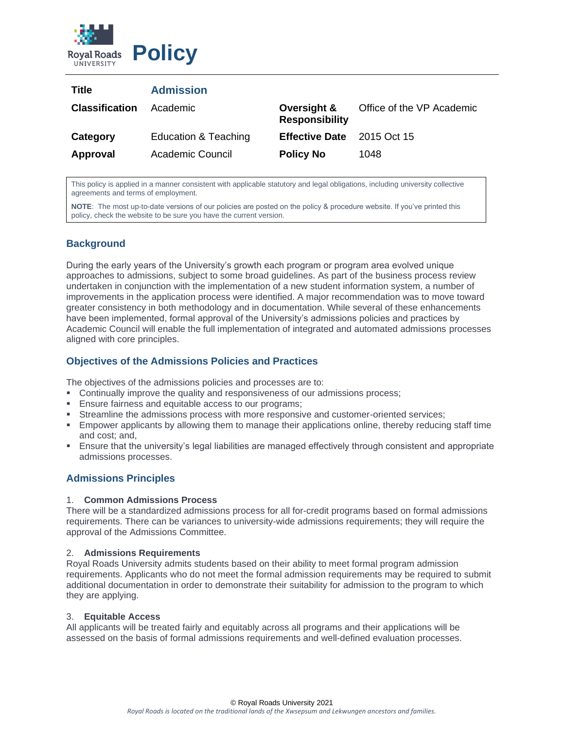Royal Roads UNIVERSITY

# Policy

| Title | Admission | | |
|---|---|---|---|
| Classification | Academic | Oversight & Responsibility | Office of the VP Academic |
| Category | Education & Teaching | Effective Date | 2015 Oct 15 |
| Approval | Academic Council | Policy No | 1048 |

This policy is applied in a manner consistent with applicable statutory and legal obligations, including university collective agreements and terms of employment.

**NOTE**: The most up-to-date versions of our policies are posted on the policy & procedure website. If you've printed this policy, check the website to be sure you have the current version.

## Background

During the early years of the University's growth each program or program area evolved unique approaches to admissions, subject to some broad guidelines. As part of the business process review undertaken in conjunction with the implementation of a new student information system, a number of improvements in the application process were identified. A major recommendation was to move toward greater consistency in both methodology and in documentation. While several of these enhancements have been implemented, formal approval of the University's admissions policies and practices by Academic Council will enable the full implementation of integrated and automated admissions processes aligned with core principles.

## Objectives of the Admissions Policies and Practices

The objectives of the admissions policies and processes are to:

- Continually improve the quality and responsiveness of our admissions process;
- Ensure fairness and equitable access to our programs;
- Streamline the admissions process with more responsive and customer-oriented services;
- Empower applicants by allowing them to manage their applications online, thereby reducing staff time and cost; and,
- Ensure that the university's legal liabilities are managed effectively through consistent and appropriate admissions processes.

## Admissions Principles

### 1. Common Admissions Process

There will be a standardized admissions process for all for-credit programs based on formal admissions requirements. There can be variances to university-wide admissions requirements; they will require the approval of the Admissions Committee.

### 2. Admissions Requirements

Royal Roads University admits students based on their ability to meet formal program admission requirements. Applicants who do not meet the formal admission requirements may be required to submit additional documentation in order to demonstrate their suitability for admission to the program to which they are applying.

### 3. Equitable Access

All applicants will be treated fairly and equitably across all programs and their applications will be assessed on the basis of formal admissions requirements and well-defined evaluation processes.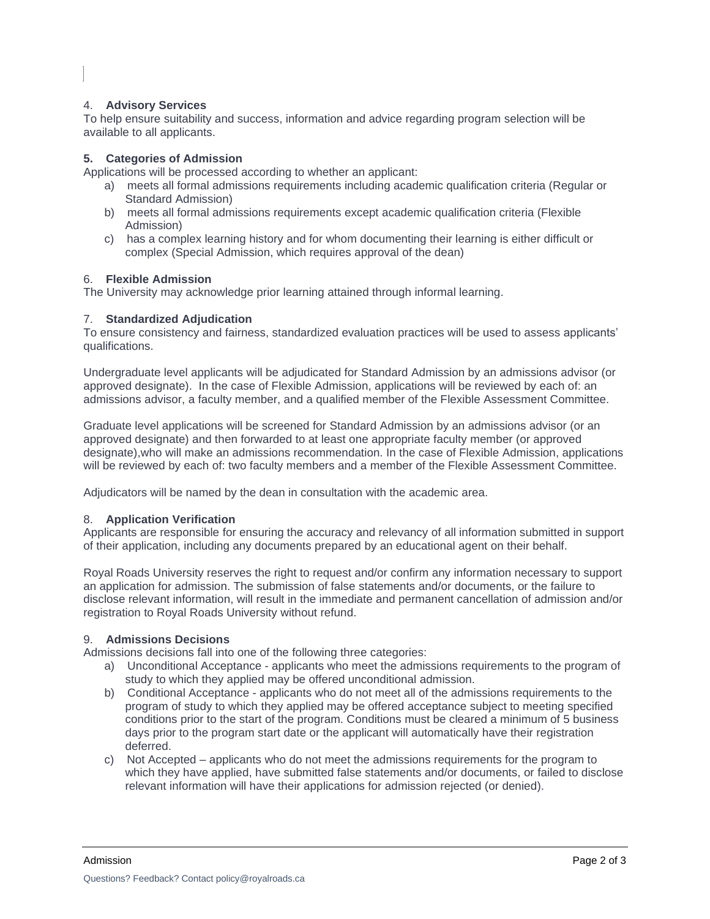4. **Advisory Services**

To help ensure suitability and success, information and advice regarding program selection will be available to all applicants.

**5. Categories of Admission**

Applications will be processed according to whether an applicant:

a) meets all formal admissions requirements including academic qualification criteria (Regular or Standard Admission)
b) meets all formal admissions requirements except academic qualification criteria (Flexible Admission)
c) has a complex learning history and for whom documenting their learning is either difficult or complex (Special Admission, which requires approval of the dean)

6. **Flexible Admission**

The University may acknowledge prior learning attained through informal learning.

7. **Standardized Adjudication**

To ensure consistency and fairness, standardized evaluation practices will be used to assess applicants' qualifications.

Undergraduate level applicants will be adjudicated for Standard Admission by an admissions advisor (or approved designate). In the case of Flexible Admission, applications will be reviewed by each of: an admissions advisor, a faculty member, and a qualified member of the Flexible Assessment Committee.

Graduate level applications will be screened for Standard Admission by an admissions advisor (or an approved designate) and then forwarded to at least one appropriate faculty member (or approved designate),who will make an admissions recommendation. In the case of Flexible Admission, applications will be reviewed by each of: two faculty members and a member of the Flexible Assessment Committee.

Adjudicators will be named by the dean in consultation with the academic area.

8. **Application Verification**

Applicants are responsible for ensuring the accuracy and relevancy of all information submitted in support of their application, including any documents prepared by an educational agent on their behalf.

Royal Roads University reserves the right to request and/or confirm any information necessary to support an application for admission. The submission of false statements and/or documents, or the failure to disclose relevant information, will result in the immediate and permanent cancellation of admission and/or registration to Royal Roads University without refund.

9. **Admissions Decisions**

Admissions decisions fall into one of the following three categories:

a) Unconditional Acceptance - applicants who meet the admissions requirements to the program of study to which they applied may be offered unconditional admission.
b) Conditional Acceptance - applicants who do not meet all of the admissions requirements to the program of study to which they applied may be offered acceptance subject to meeting specified conditions prior to the start of the program. Conditions must be cleared a minimum of 5 business days prior to the program start date or the applicant will automatically have their registration deferred.
c) Not Accepted – applicants who do not meet the admissions requirements for the program to which they have applied, have submitted false statements and/or documents, or failed to disclose relevant information will have their applications for admission rejected (or denied).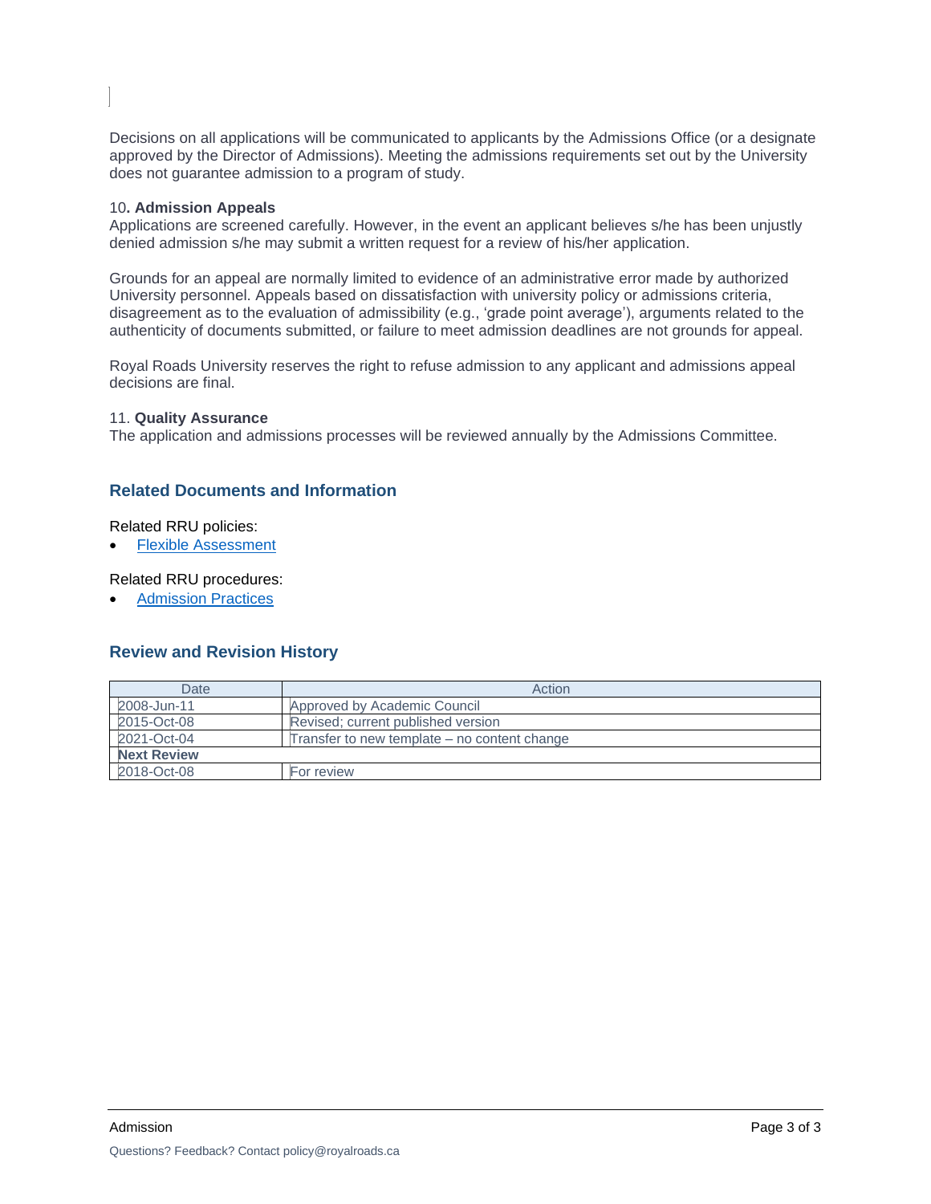Decisions on all applications will be communicated to applicants by the Admissions Office (or a designate approved by the Director of Admissions). Meeting the admissions requirements set out by the University does not guarantee admission to a program of study.

10**. Admission Appeals**
Applications are screened carefully. However, in the event an applicant believes s/he has been unjustly denied admission s/he may submit a written request for a review of his/her application.

Grounds for an appeal are normally limited to evidence of an administrative error made by authorized University personnel. Appeals based on dissatisfaction with university policy or admissions criteria, disagreement as to the evaluation of admissibility (e.g., 'grade point average'), arguments related to the authenticity of documents submitted, or failure to meet admission deadlines are not grounds for appeal.

Royal Roads University reserves the right to refuse admission to any applicant and admissions appeal decisions are final.

11. **Quality Assurance**
The application and admissions processes will be reviewed annually by the Admissions Committee.

## Related Documents and Information

Related RRU policies:

- Flexible Assessment

Related RRU procedures:

- Admission Practices

## Review and Revision History

| Date | Action |
|---|---|
| 2008-Jun-11 | Approved by Academic Council |
| 2015-Oct-08 | Revised; current published version |
| 2021-Oct-04 | Transfer to new template – no content change |
| **Next Review** | |
| 2018-Oct-08 | For review |

Questions? Feedback? Contact policy@royalroads.ca